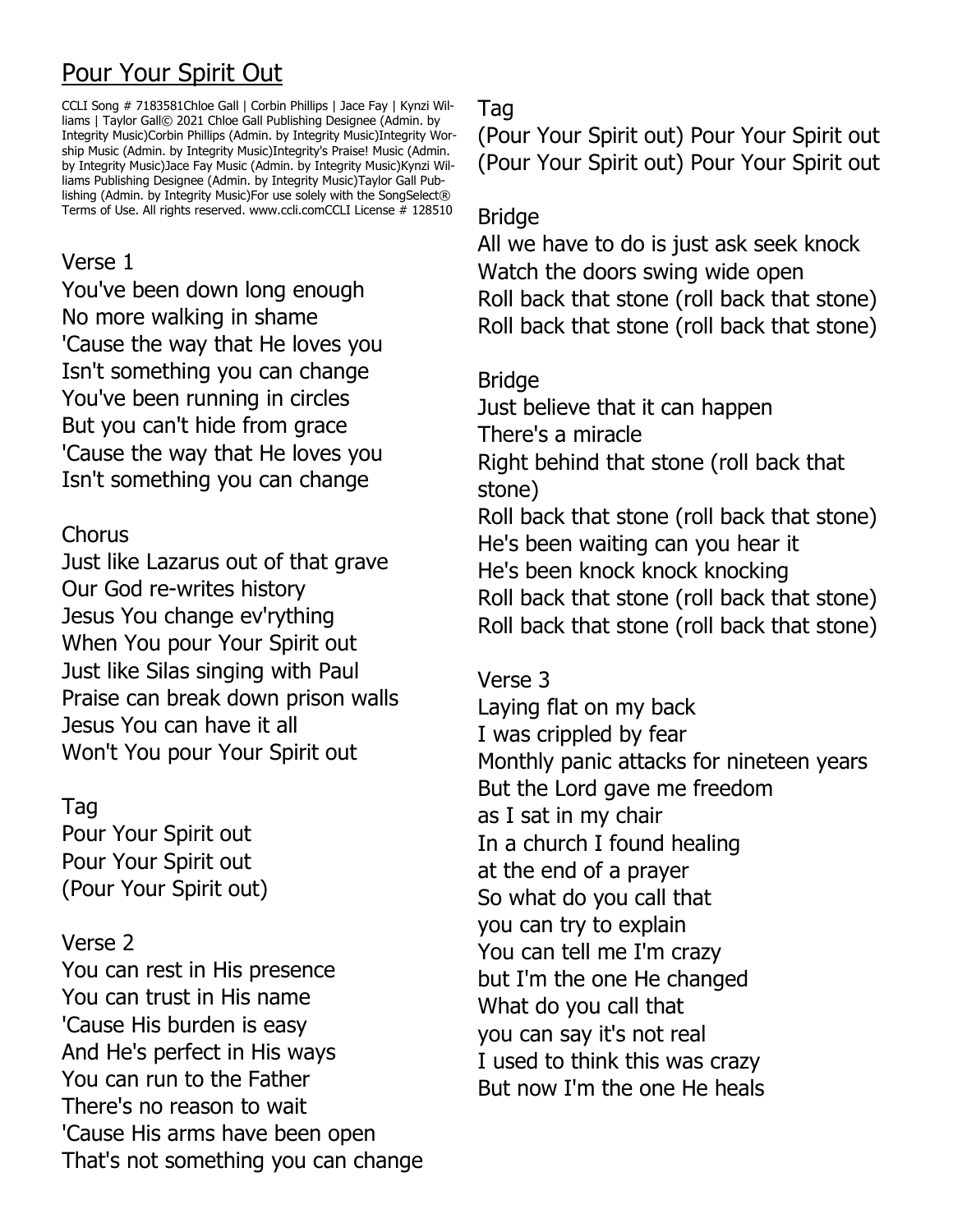# Pour Your Spirit Out

CCLI Song # 7183581Chloe Gall | Corbin Phillips | Jace Fay | Kynzi Williams | Taylor Gall© 2021 Chloe Gall Publishing Designee (Admin. by Integrity Music)Corbin Phillips (Admin. by Integrity Music)Integrity Worship Music (Admin. by Integrity Music)Integrity's Praise! Music (Admin. by Integrity Music)Jace Fay Music (Admin. by Integrity Music)Kynzi Williams Publishing Designee (Admin. by Integrity Music)Taylor Gall Publishing (Admin. by Integrity Music)For use solely with the SongSelect® Terms of Use. All rights reserved. www.ccli.comCCLI License # 128510

Verse 1
You've been down long enough
No more walking in shame
'Cause the way that He loves you
Isn't something you can change
You've been running in circles
But you can't hide from grace
'Cause the way that He loves you
Isn't something you can change

Chorus
Just like Lazarus out of that grave
Our God re-writes history
Jesus You change ev'rything
When You pour Your Spirit out
Just like Silas singing with Paul
Praise can break down prison walls
Jesus You can have it all
Won't You pour Your Spirit out

Tag
Pour Your Spirit out
Pour Your Spirit out
(Pour Your Spirit out)

Verse 2
You can rest in His presence
You can trust in His name
'Cause His burden is easy
And He's perfect in His ways
You can run to the Father
There's no reason to wait
'Cause His arms have been open
That's not something you can change

Tag
(Pour Your Spirit out) Pour Your Spirit out
(Pour Your Spirit out) Pour Your Spirit out

Bridge
All we have to do is just ask seek knock
Watch the doors swing wide open
Roll back that stone (roll back that stone)
Roll back that stone (roll back that stone)

Bridge
Just believe that it can happen
There's a miracle
Right behind that stone (roll back that stone)
Roll back that stone (roll back that stone)
He's been waiting can you hear it
He's been knock knock knocking
Roll back that stone (roll back that stone)
Roll back that stone (roll back that stone)

Verse 3
Laying flat on my back
I was crippled by fear
Monthly panic attacks for nineteen years
But the Lord gave me freedom
as I sat in my chair
In a church I found healing
at the end of a prayer
So what do you call that
you can try to explain
You can tell me I'm crazy
but I'm the one He changed
What do you call that
you can say it's not real
I used to think this was crazy
But now I'm the one He heals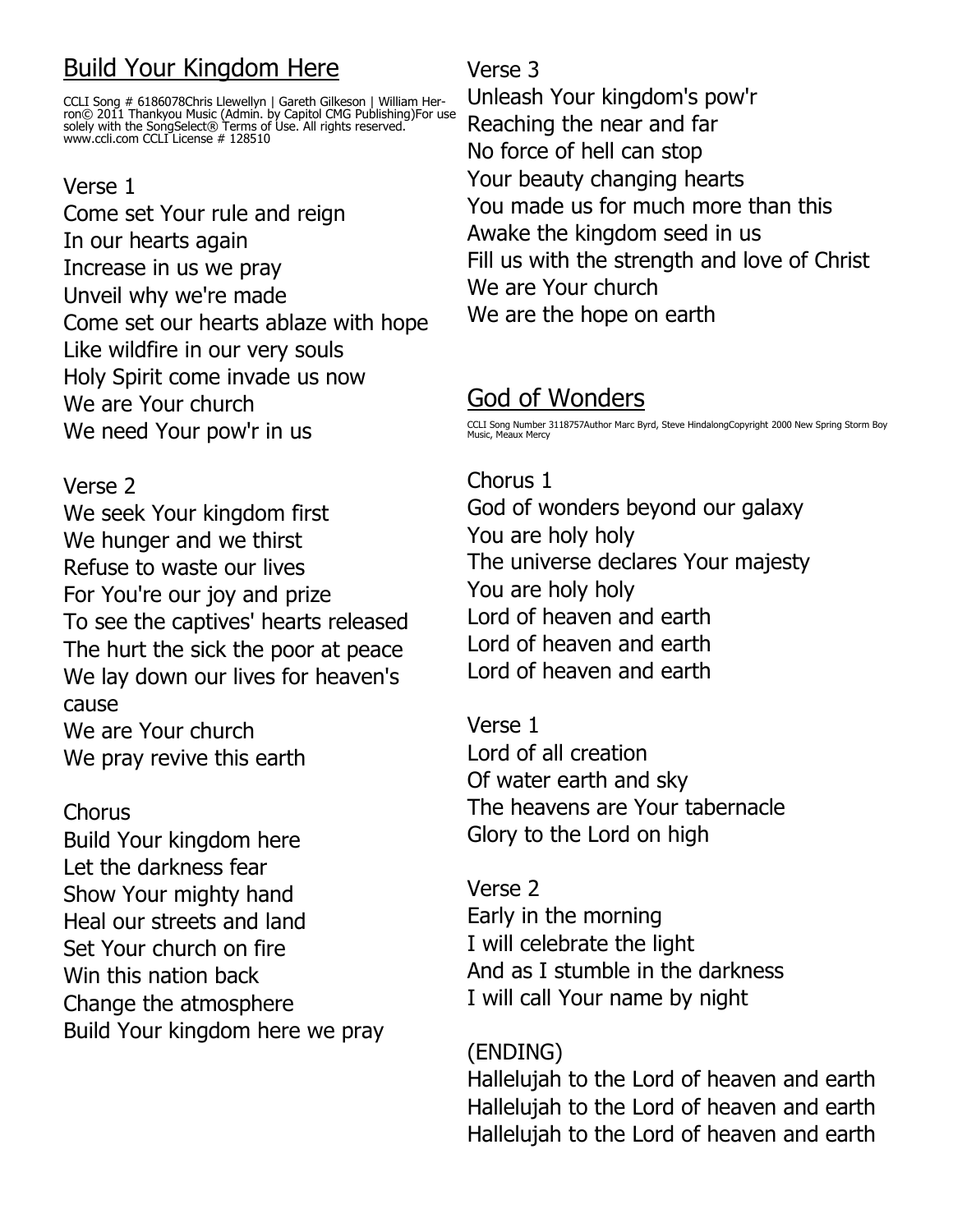## Build Your Kingdom Here

CCLI Song # 6186078Chris Llewellyn | Gareth Gilkeson | William Herron© 2011 Thankyou Music (Admin. by Capitol CMG Publishing)For use solely with the SongSelect® Terms of Use. All rights reserved. www.ccli.com CCLI License # 128510

Verse 1

Come set Your rule and reign
In our hearts again
Increase in us we pray
Unveil why we're made
Come set our hearts ablaze with hope
Like wildfire in our very souls
Holy Spirit come invade us now
We are Your church
We need Your pow'r in us

Verse 2

We seek Your kingdom first
We hunger and we thirst
Refuse to waste our lives
For You're our joy and prize
To see the captives' hearts released
The hurt the sick the poor at peace
We lay down our lives for heaven's cause
We are Your church
We pray revive this earth

Chorus

Build Your kingdom here
Let the darkness fear
Show Your mighty hand
Heal our streets and land
Set Your church on fire
Win this nation back
Change the atmosphere
Build Your kingdom here we pray

Verse 3

Unleash Your kingdom's pow'r
Reaching the near and far
No force of hell can stop
Your beauty changing hearts
You made us for much more than this
Awake the kingdom seed in us
Fill us with the strength and love of Christ
We are Your church
We are the hope on earth

## God of Wonders

CCLI Song Number 3118757Author Marc Byrd, Steve HindalongCopyright 2000 New Spring Storm Boy Music, Meaux Mercy

Chorus 1

God of wonders beyond our galaxy
You are holy holy
The universe declares Your majesty
You are holy holy
Lord of heaven and earth
Lord of heaven and earth
Lord of heaven and earth

Verse 1

Lord of all creation
Of water earth and sky
The heavens are Your tabernacle
Glory to the Lord on high

Verse 2

Early in the morning
I will celebrate the light
And as I stumble in the darkness
I will call Your name by night

(ENDING)

Hallelujah to the Lord of heaven and earth
Hallelujah to the Lord of heaven and earth
Hallelujah to the Lord of heaven and earth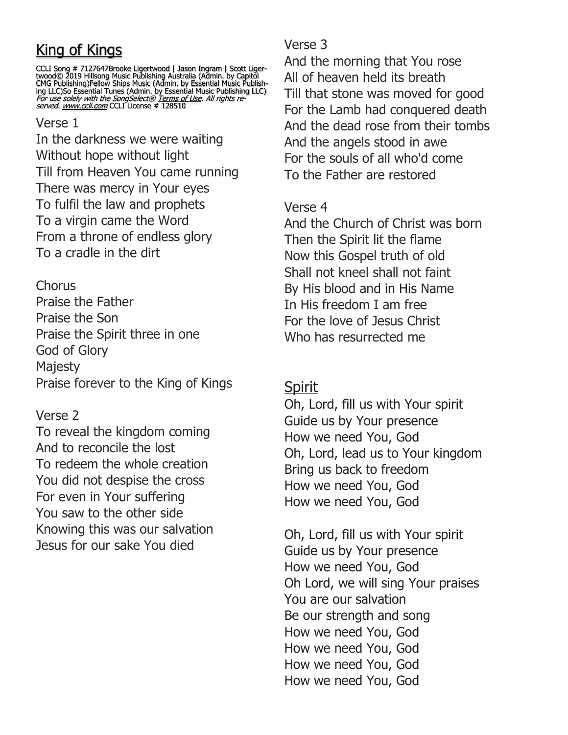## King of Kings

CCLI Song # 7127647Brooke Ligertwood | Jason Ingram | Scott Ligertwood© 2019 Hillsong Music Publishing Australia (Admin. by Capitol CMG Publishing)Fellow Ships Music (Admin. by Essential Music Publishing LLC)So Essential Tunes (Admin. by Essential Music Publishing LLC) *For use solely with the SongSelect® Terms of Use. All rights reserved. www.ccli.com* CCLI License # 128510

Verse 1
In the darkness we were waiting
Without hope without light
Till from Heaven You came running
There was mercy in Your eyes
To fulfil the law and prophets
To a virgin came the Word
From a throne of endless glory
To a cradle in the dirt

Chorus
Praise the Father
Praise the Son
Praise the Spirit three in one
God of Glory
Majesty
Praise forever to the King of Kings

Verse 2
To reveal the kingdom coming
And to reconcile the lost
To redeem the whole creation
You did not despise the cross
For even in Your suffering
You saw to the other side
Knowing this was our salvation
Jesus for our sake You died

Verse 3
And the morning that You rose
All of heaven held its breath
Till that stone was moved for good
For the Lamb had conquered death
And the dead rose from their tombs
And the angels stood in awe
For the souls of all who'd come
To the Father are restored

Verse 4
And the Church of Christ was born
Then the Spirit lit the flame
Now this Gospel truth of old
Shall not kneel shall not faint
By His blood and in His Name
In His freedom I am free
For the love of Jesus Christ
Who has resurrected me

## Spirit

Oh, Lord, fill us with Your spirit
Guide us by Your presence
How we need You, God
Oh, Lord, lead us to Your kingdom
Bring us back to freedom
How we need You, God
How we need You, God

Oh, Lord, fill us with Your spirit
Guide us by Your presence
How we need You, God
Oh Lord, we will sing Your praises
You are our salvation
Be our strength and song
How we need You, God
How we need You, God
How we need You, God
How we need You, God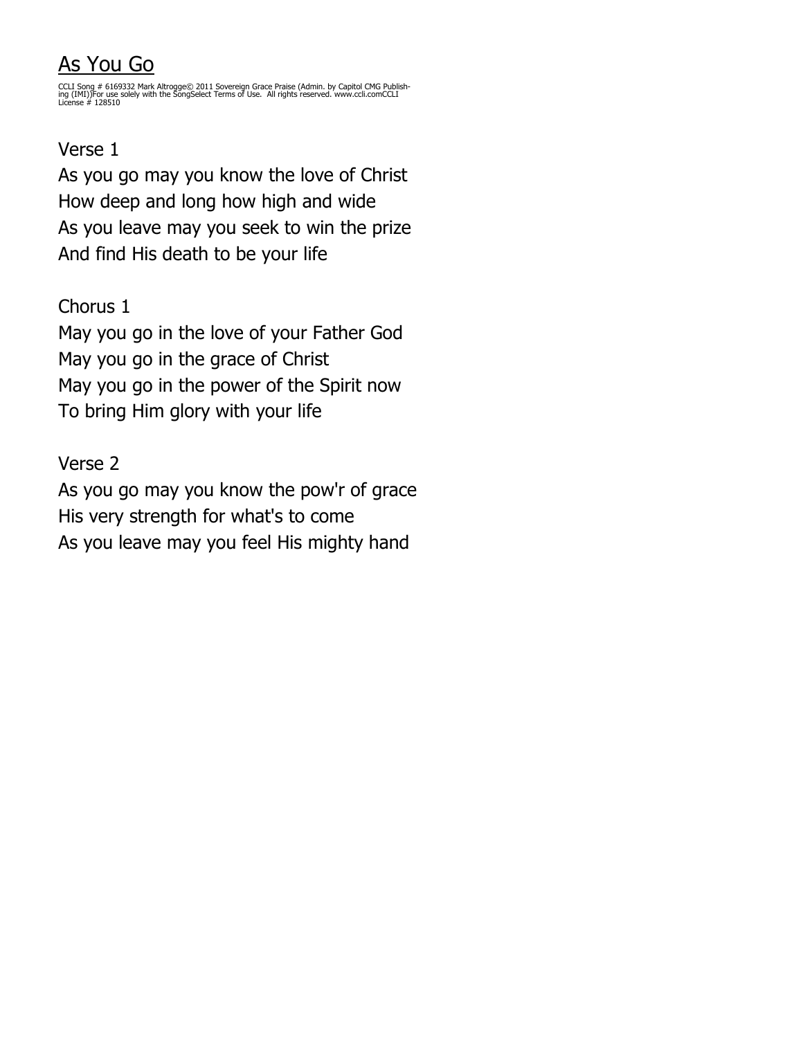# As You Go

CCLI Song # 6169332 Mark Altrogge© 2011 Sovereign Grace Praise (Admin. by Capitol CMG Publishing (IMI))For use solely with the SongSelect Terms of Use. All rights reserved. www.ccli.comCCLI License # 128510

Verse 1

As you go may you know the love of Christ
How deep and long how high and wide
As you leave may you seek to win the prize
And find His death to be your life

Chorus 1

May you go in the love of your Father God
May you go in the grace of Christ
May you go in the power of the Spirit now
To bring Him glory with your life

Verse 2

As you go may you know the pow'r of grace
His very strength for what's to come
As you leave may you feel His mighty hand